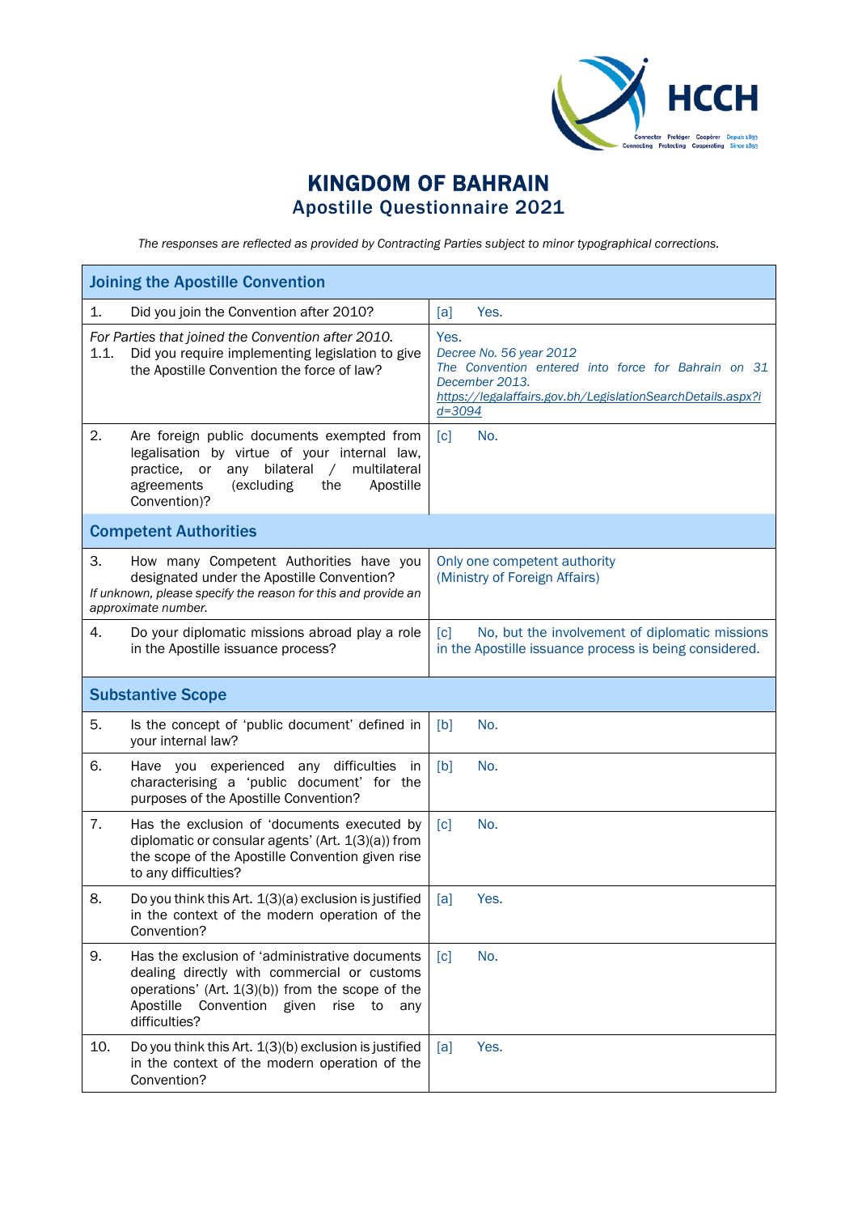# KINGDOM OF BAHRAIN
## Apostille Questionnaire 2021

*The responses are reflected as provided by Contracting Parties subject to minor typographical corrections.*

| **Joining the Apostille Convention** | |
|---|---|
| 1. Did you join the Convention after 2010? | [a] Yes. |
| *For Parties that joined the Convention after 2010.* 1.1. Did you require implementing legislation to give the Apostille Convention the force of law? | Yes. *Decree No. 56 year 2012* *The Convention entered into force for Bahrain on 31 December 2013.* *https://legalaffairs.gov.bh/LegislationSearchDetails.aspx?id=3094* |
| 2. Are foreign public documents exempted from legalisation by virtue of your internal law, practice, or any bilateral / multilateral agreements (excluding the Apostille Convention)? | [c] No. |
| **Competent Authorities** | |
| 3. How many Competent Authorities have you designated under the Apostille Convention? *If unknown, please specify the reason for this and provide an approximate number.* | Only one competent authority (Ministry of Foreign Affairs) |
| 4. Do your diplomatic missions abroad play a role in the Apostille issuance process? | [c] No, but the involvement of diplomatic missions in the Apostille issuance process is being considered. |
| **Substantive Scope** | |
| 5. Is the concept of 'public document' defined in your internal law? | [b] No. |
| 6. Have you experienced any difficulties in characterising a 'public document' for the purposes of the Apostille Convention? | [b] No. |
| 7. Has the exclusion of 'documents executed by diplomatic or consular agents' (Art. 1(3)(a)) from the scope of the Apostille Convention given rise to any difficulties? | [c] No. |
| 8. Do you think this Art. 1(3)(a) exclusion is justified in the context of the modern operation of the Convention? | [a] Yes. |
| 9. Has the exclusion of 'administrative documents dealing directly with commercial or customs operations' (Art. 1(3)(b)) from the scope of the Apostille Convention given rise to any difficulties? | [c] No. |
| 10. Do you think this Art. 1(3)(b) exclusion is justified in the context of the modern operation of the Convention? | [a] Yes. |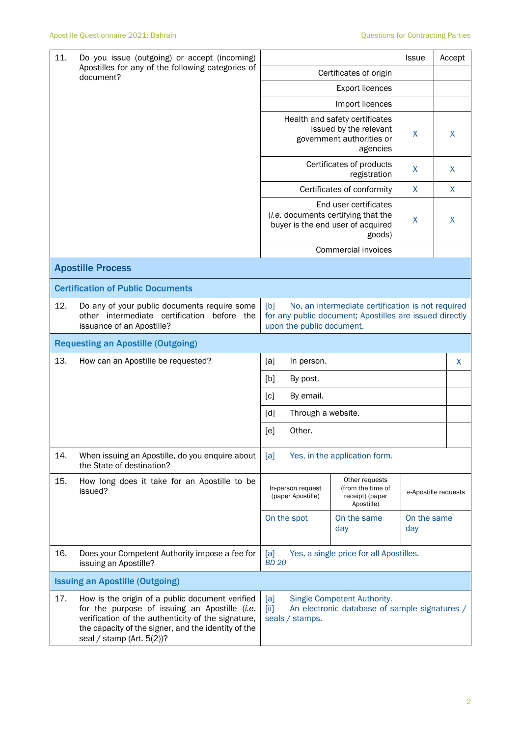| | | Issue | Accept |
|---|---|---|---|
| 11. Do you issue (outgoing) or accept (incoming) Apostilles for any of the following categories of document? | Certificates of origin | | |
| | Export licences | | |
| | Import licences | | |
| | Health and safety certificates issued by the relevant government authorities or agencies | X | X |
| | Certificates of products registration | X | X |
| | Certificates of conformity | X | X |
| | End user certificates (*i.e.* documents certifying that the buyer is the end user of acquired goods) | X | X |
| | Commercial invoices | | |

## Apostille Process

### Certification of Public Documents

| | |
|---|---|
| 12. Do any of your public documents require some other intermediate certification before the issuance of an Apostille? | [b] No, an intermediate certification is not required for any public document; Apostilles are issued directly upon the public document. |

### Requesting an Apostille (Outgoing)

| | | |
|---|---|---|
| 13. How can an Apostille be requested? | [a] In person. | X |
| | [b] By post. | |
| | [c] By email. | |
| | [d] Through a website. | |
| | [e] Other. | |
| 14. When issuing an Apostille, do you enquire about the State of destination? | [a] Yes, in the application form. | |

| | In-person request (paper Apostille) | Other requests (from the time of receipt) (paper Apostille) | e-Apostille requests |
|---|---|---|---|
| 15. How long does it take for an Apostille to be issued? | On the spot | On the same day | On the same day |

| | |
|---|---|
| 16. Does your Competent Authority impose a fee for issuing an Apostille? | [a] Yes, a single price for all Apostilles. *BD 20* |

### Issuing an Apostille (Outgoing)

| | |
|---|---|
| 17. How is the origin of a public document verified for the purpose of issuing an Apostille (*i.e.* verification of the authenticity of the signature, the capacity of the signer, and the identity of the seal / stamp (Art. 5(2))? | [a] Single Competent Authority. [ii] An electronic database of sample signatures / seals / stamps. |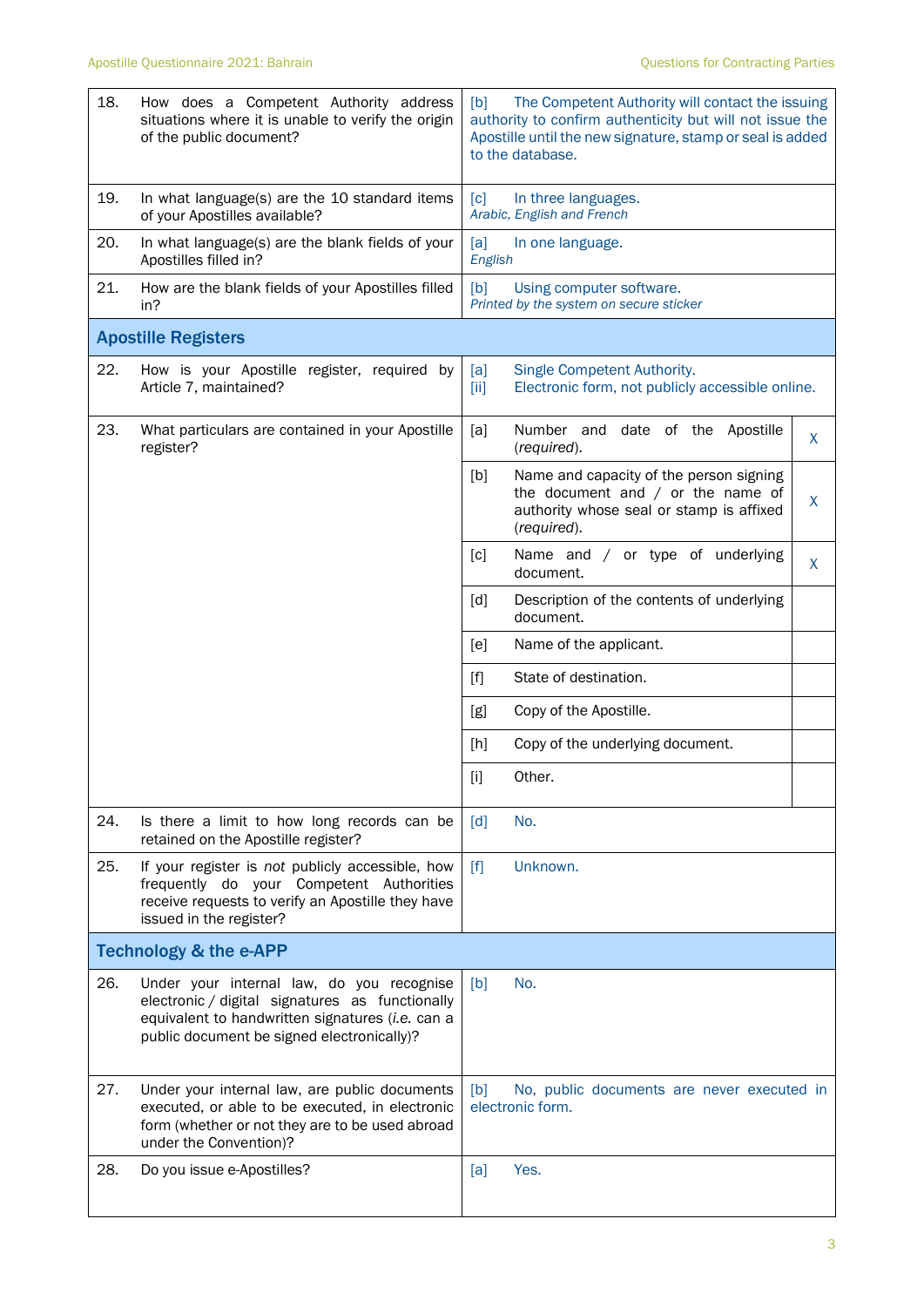| | | |
|---|---|---|
| 18. | How does a Competent Authority address situations where it is unable to verify the origin of the public document? | [b] The Competent Authority will contact the issuing authority to confirm authenticity but will not issue the Apostille until the new signature, stamp or seal is added to the database. |
| 19. | In what language(s) are the 10 standard items of your Apostilles available? | [c] In three languages. *Arabic, English and French* |
| 20. | In what language(s) are the blank fields of your Apostilles filled in? | [a] In one language. *English* |
| 21. | How are the blank fields of your Apostilles filled in? | [b] Using computer software. *Printed by the system on secure sticker* |

## Apostille Registers

| | | | |
|---|---|---|---|
| 22. | How is your Apostille register, required by Article 7, maintained? | [a] Single Competent Authority. [ii] Electronic form, not publicly accessible online. | |
| 23. | What particulars are contained in your Apostille register? | [a] Number and date of the Apostille (*required*). | X |
| | | [b] Name and capacity of the person signing the document and / or the name of authority whose seal or stamp is affixed (*required*). | X |
| | | [c] Name and / or type of underlying document. | X |
| | | [d] Description of the contents of underlying document. | |
| | | [e] Name of the applicant. | |
| | | [f] State of destination. | |
| | | [g] Copy of the Apostille. | |
| | | [h] Copy of the underlying document. | |
| | | [i] Other. | |
| 24. | Is there a limit to how long records can be retained on the Apostille register? | [d] No. | |
| 25. | If your register is *not* publicly accessible, how frequently do your Competent Authorities receive requests to verify an Apostille they have issued in the register? | [f] Unknown. | |

## Technology & the e-APP

| | | |
|---|---|---|
| 26. | Under your internal law, do you recognise electronic / digital signatures as functionally equivalent to handwritten signatures (*i.e.* can a public document be signed electronically)? | [b] No. |
| 27. | Under your internal law, are public documents executed, or able to be executed, in electronic form (whether or not they are to be used abroad under the Convention)? | [b] No, public documents are never executed in electronic form. |
| 28. | Do you issue e-Apostilles? | [a] Yes. |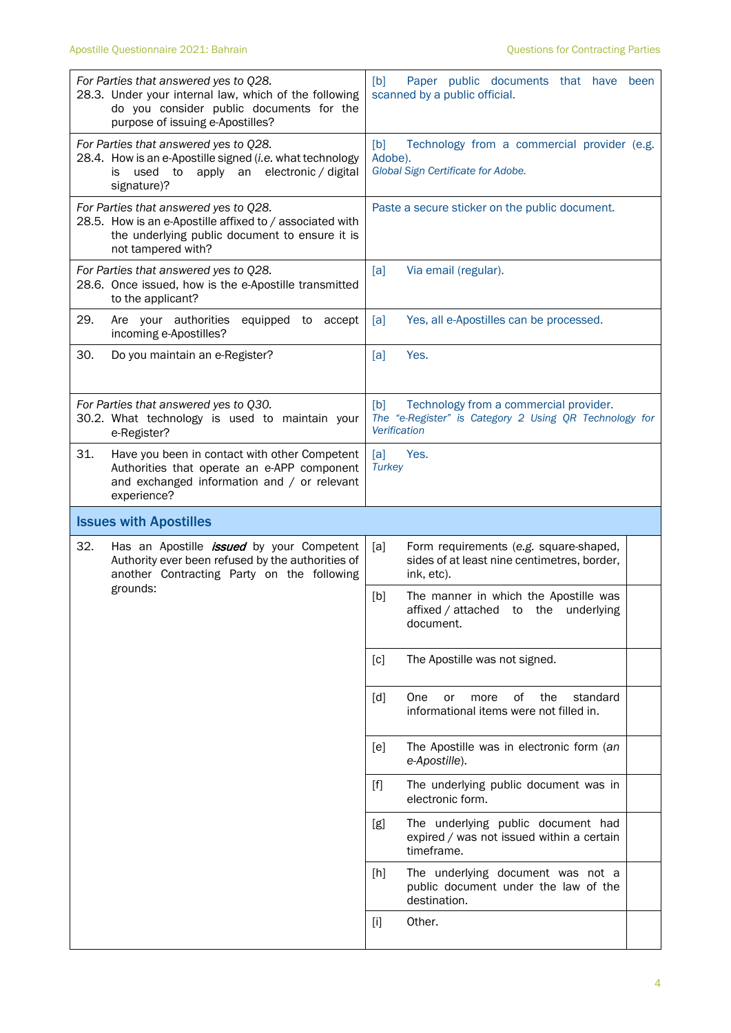| Question | Answer |
|---|---|
| *For Parties that answered yes to Q28.*<br>28.3. Under your internal law, which of the following do you consider public documents for the purpose of issuing e-Apostilles? | [b] Paper public documents that have been scanned by a public official. |
| *For Parties that answered yes to Q28.*<br>28.4. How is an e-Apostille signed (*i.e.* what technology is used to apply an electronic / digital signature)? | [b] Technology from a commercial provider (e.g. Adobe).<br>*Global Sign Certificate for Adobe.* |
| *For Parties that answered yes to Q28.*<br>28.5. How is an e-Apostille affixed to / associated with the underlying public document to ensure it is not tampered with? | Paste a secure sticker on the public document. |
| *For Parties that answered yes to Q28.*<br>28.6. Once issued, how is the e-Apostille transmitted to the applicant? | [a] Via email (regular). |
| 29. Are your authorities equipped to accept incoming e-Apostilles? | [a] Yes, all e-Apostilles can be processed. |
| 30. Do you maintain an e-Register? | [a] Yes. |
| *For Parties that answered yes to Q30.*<br>30.2. What technology is used to maintain your e-Register? | [b] Technology from a commercial provider.<br>*The "e-Register" is Category 2 Using QR Technology for Verification* |
| 31. Have you been in contact with other Competent Authorities that operate an e-APP component and exchanged information and / or relevant experience? | [a] Yes.<br>*Turkey* |

## Issues with Apostilles

| Question | Option | Answer |
|---|---|---|
| 32. Has an Apostille ***issued*** by your Competent Authority ever been refused by the authorities of another Contracting Party on the following grounds: | [a] Form requirements (*e.g.* square-shaped, sides of at least nine centimetres, border, ink, etc). | |
| | [b] The manner in which the Apostille was affixed / attached to the underlying document. | |
| | [c] The Apostille was not signed. | |
| | [d] One or more of the standard informational items were not filled in. | |
| | [e] The Apostille was in electronic form (*an e-Apostille*). | |
| | [f] The underlying public document was in electronic form. | |
| | [g] The underlying public document had expired / was not issued within a certain timeframe. | |
| | [h] The underlying document was not a public document under the law of the destination. | |
| | [i] Other. | |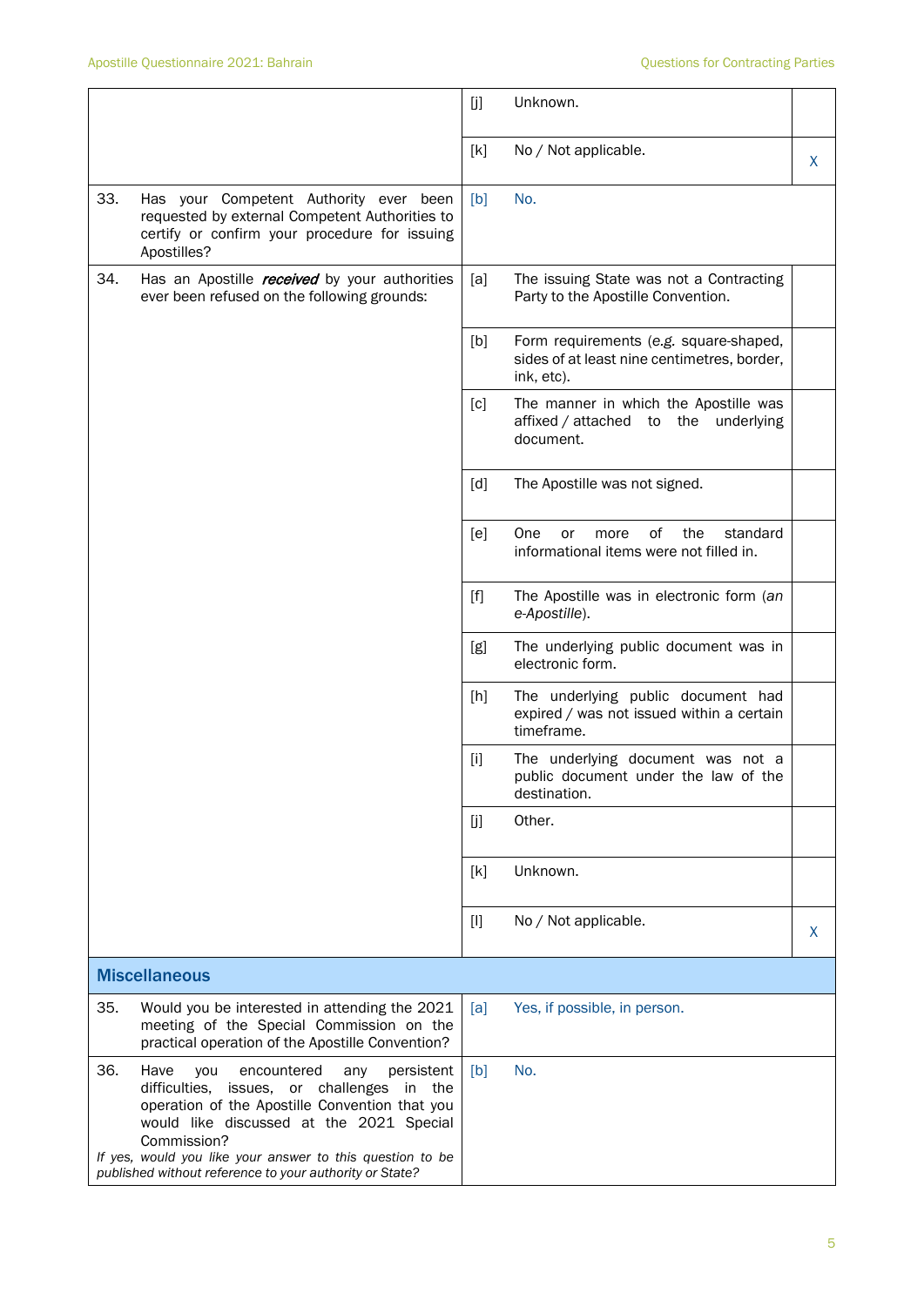| | | | |
|---|---|---|---|
| | [j] | Unknown. | |
| | [k] | No / Not applicable. | X |
| 33. Has your Competent Authority ever been requested by external Competent Authorities to certify or confirm your procedure for issuing Apostilles? | [b] | No. | |
| 34. Has an Apostille ***received*** by your authorities ever been refused on the following grounds: | [a] | The issuing State was not a Contracting Party to the Apostille Convention. | |
| | [b] | Form requirements (e.g. square-shaped, sides of at least nine centimetres, border, ink, etc). | |
| | [c] | The manner in which the Apostille was affixed / attached to the underlying document. | |
| | [d] | The Apostille was not signed. | |
| | [e] | One or more of the standard informational items were not filled in. | |
| | [f] | The Apostille was in electronic form (*an e-Apostille*). | |
| | [g] | The underlying public document was in electronic form. | |
| | [h] | The underlying public document had expired / was not issued within a certain timeframe. | |
| | [i] | The underlying document was not a public document under the law of the destination. | |
| | [j] | Other. | |
| | [k] | Unknown. | |
| | [l] | No / Not applicable. | X |

## Miscellaneous

| | | |
|---|---|---|
| 35. Would you be interested in attending the 2021 meeting of the Special Commission on the practical operation of the Apostille Convention? | [a] | Yes, if possible, in person. |
| 36. Have you encountered any persistent difficulties, issues, or challenges in the operation of the Apostille Convention that you would like discussed at the 2021 Special Commission?<br>*If yes, would you like your answer to this question to be published without reference to your authority or State?* | [b] | No. |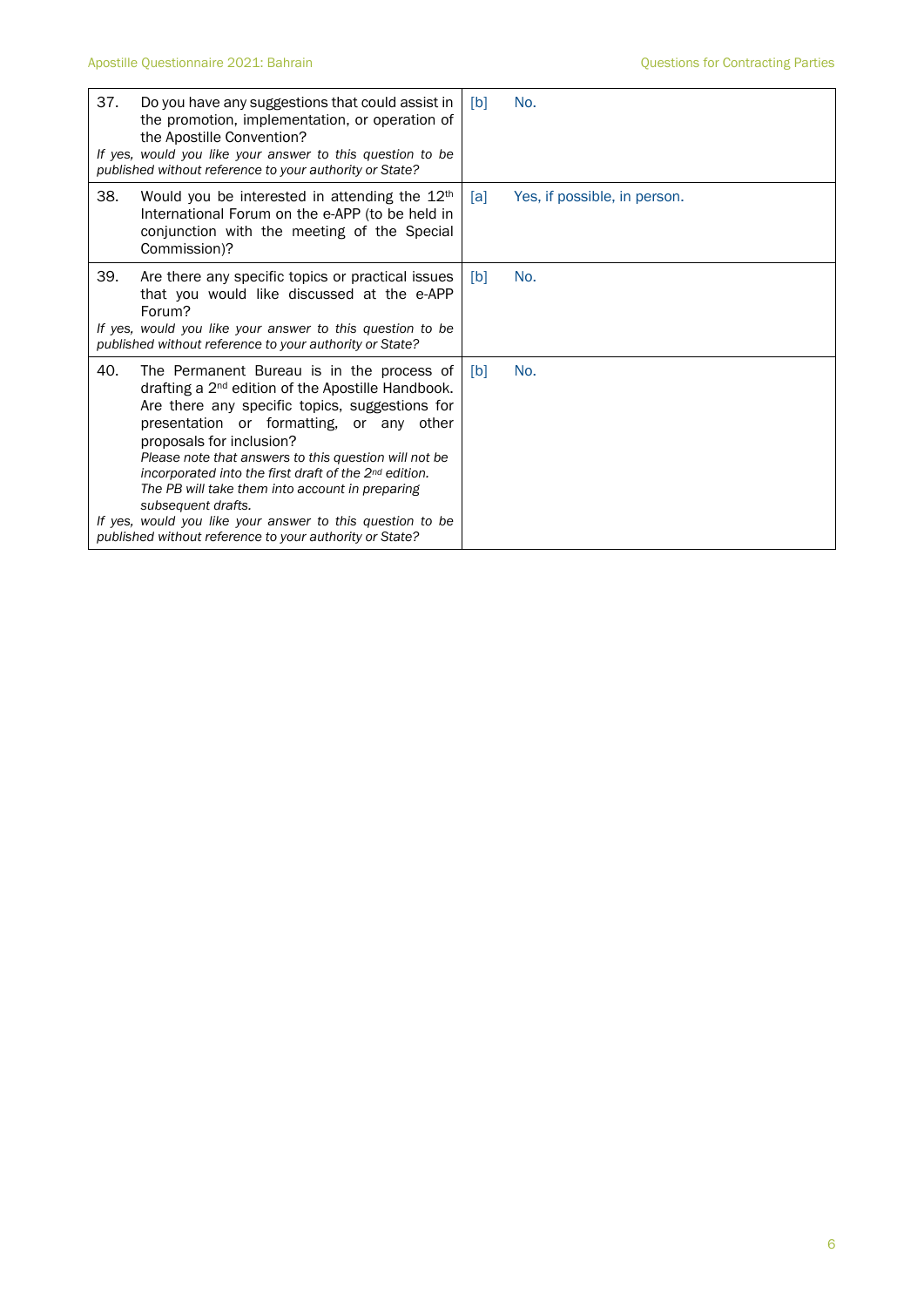| | |
|---|---|
| 37. Do you have any suggestions that could assist in the promotion, implementation, or operation of the Apostille Convention?<br>*If yes, would you like your answer to this question to be published without reference to your authority or State?* | [b] No. |
| 38. Would you be interested in attending the 12th International Forum on the e-APP (to be held in conjunction with the meeting of the Special Commission)? | [a] Yes, if possible, in person. |
| 39. Are there any specific topics or practical issues that you would like discussed at the e-APP Forum?<br>*If yes, would you like your answer to this question to be published without reference to your authority or State?* | [b] No. |
| 40. The Permanent Bureau is in the process of drafting a 2nd edition of the Apostille Handbook. Are there any specific topics, suggestions for presentation or formatting, or any other proposals for inclusion?<br>*Please note that answers to this question will not be incorporated into the first draft of the 2nd edition. The PB will take them into account in preparing subsequent drafts.*<br>*If yes, would you like your answer to this question to be published without reference to your authority or State?* | [b] No. |